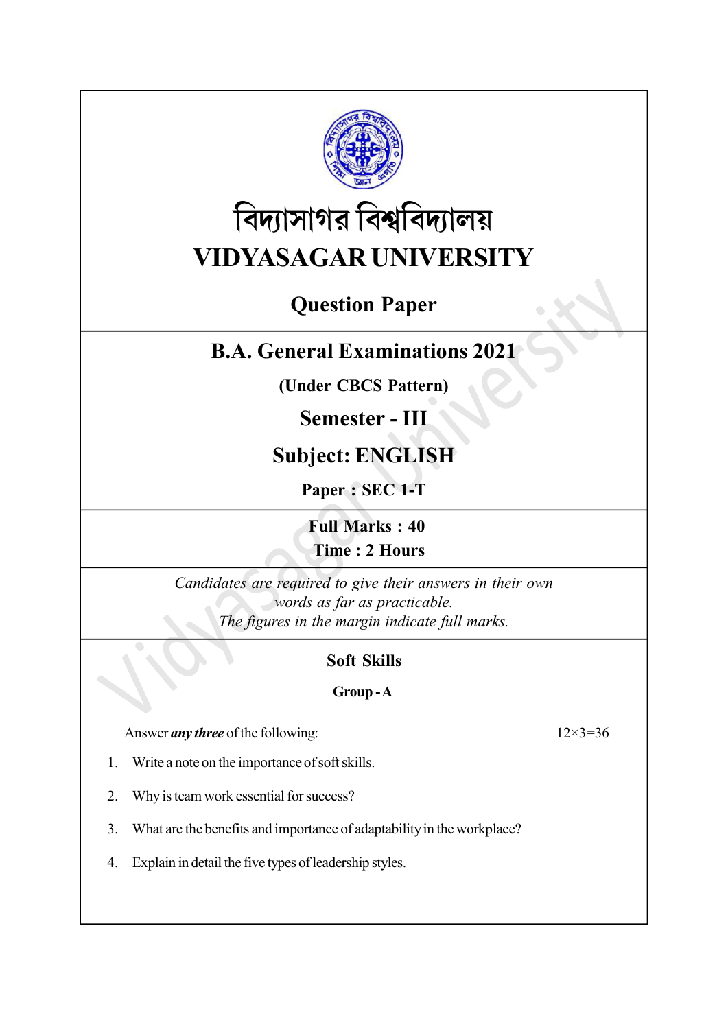# বিদ্যাসাগর বিশ্ববিদ্যালয়

# VIDYASAGAR UNIVERSITY

## Question Paper

## B.A. General Examinations 2021

**(Under CBCS Pattern)**

## Semester - III

## Subject: ENGLISH

**Paper : SEC 1-T**

**Full Marks : 40**

**Time : 2 Hours**

*Candidates are required to give their answers in their own words as far as practicable.*

*The figures in the margin indicate full marks.*

### Soft Skills

#### Group - A

Answer ***any three*** of the following: 12×3=36

1. Write a note on the importance of soft skills.
2. Why is team work essential for success?
3. What are the benefits and importance of adaptability in the workplace?
4. Explain in detail the five types of leadership styles.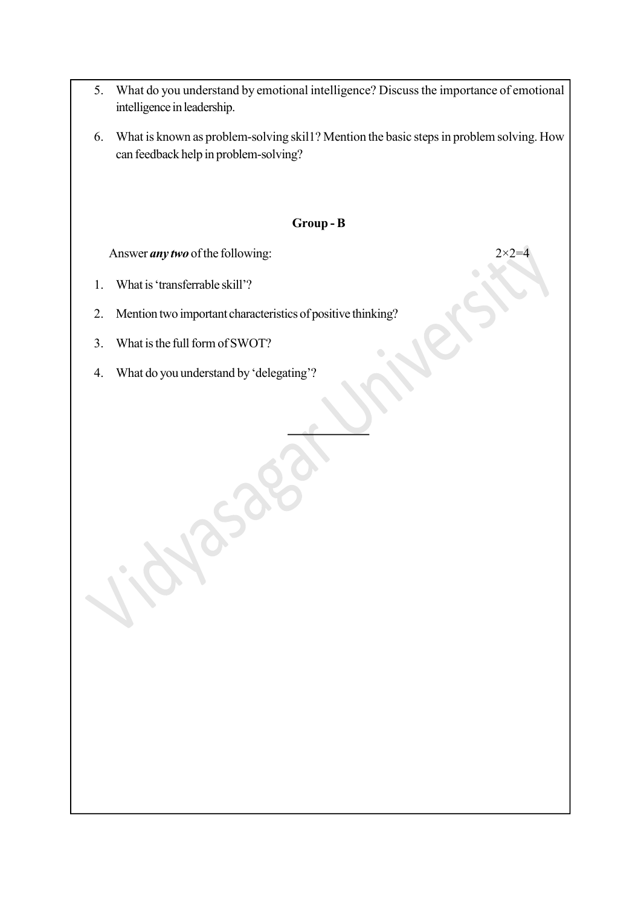5. What do you understand by emotional intelligence? Discuss the importance of emotional intelligence in leadership.

6. What is known as problem-solving skil1? Mention the basic steps in problem solving. How can feedback help in problem-solving?

### Group - B

Answer ***any two*** of the following: 2×2=4

1. What is 'transferrable skill'?

2. Mention two important characteristics of positive thinking?

3. What is the full form of SWOT?

4. What do you understand by 'delegating'?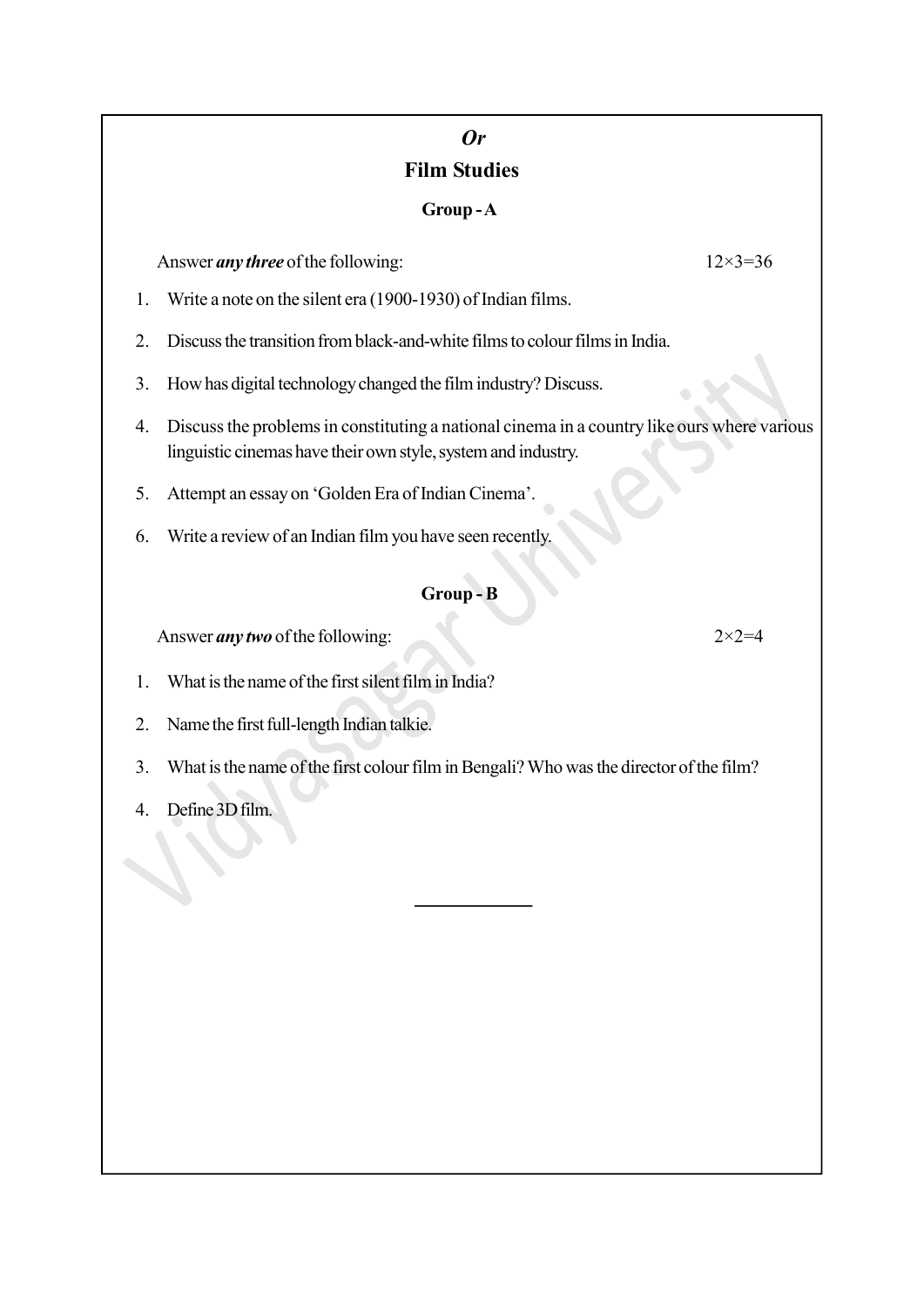*Or*

## Film Studies

### Group - A

Answer ***any three*** of the following: 12×3=36

1. Write a note on the silent era (1900-1930) of Indian films.
2. Discuss the transition from black-and-white films to colour films in India.
3. How has digital technology changed the film industry? Discuss.
4. Discuss the problems in constituting a national cinema in a country like ours where various linguistic cinemas have their own style, system and industry.
5. Attempt an essay on 'Golden Era of Indian Cinema'.
6. Write a review of an Indian film you have seen recently.

### Group - B

Answer ***any two*** of the following: 2×2=4

1. What is the name of the first silent film in India?
2. Name the first full-length Indian talkie.
3. What is the name of the first colour film in Bengali? Who was the director of the film?
4. Define 3D film.